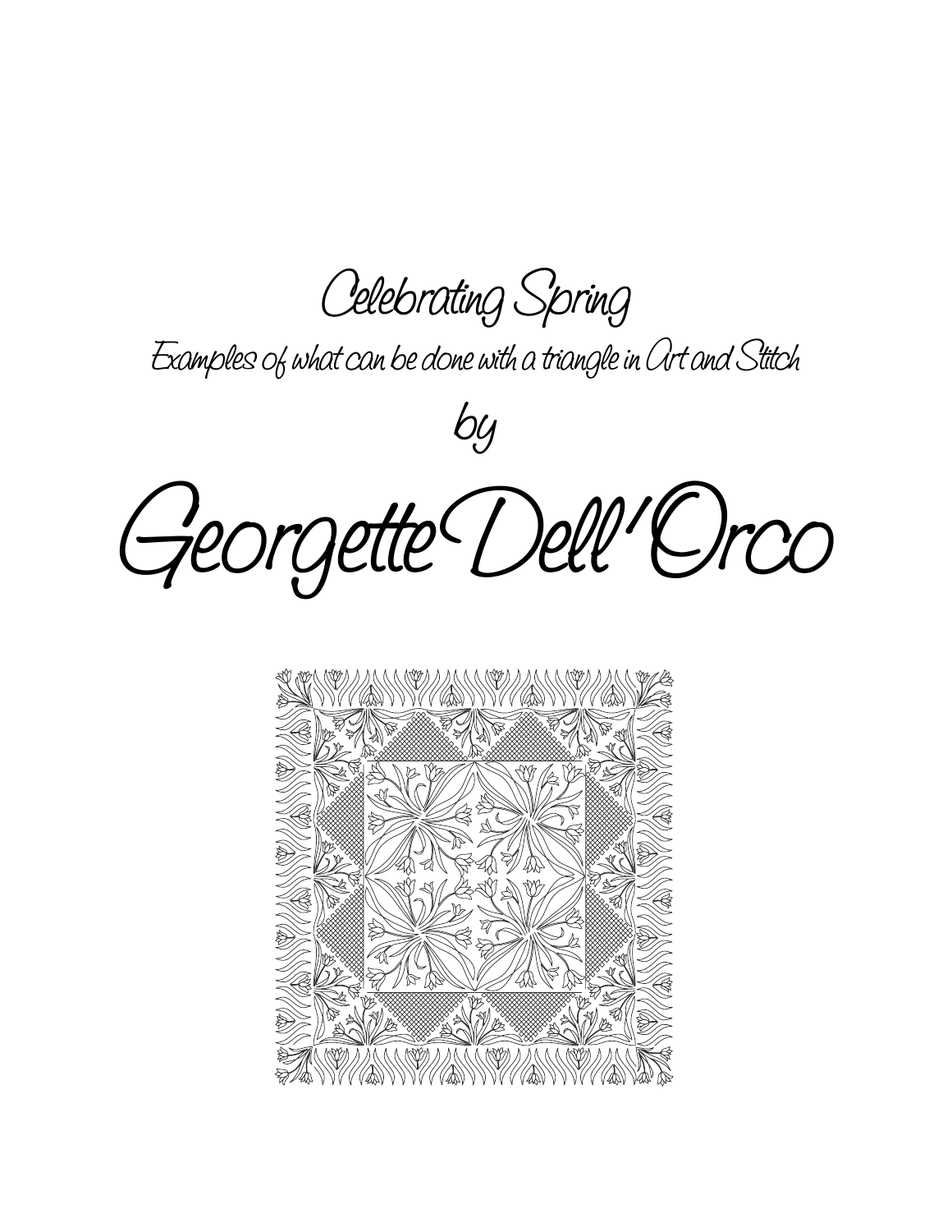# Celebrating Spring

*Examples of what can be done with a triangle in Art and Stitch*

by

# Georgette Dell'Orco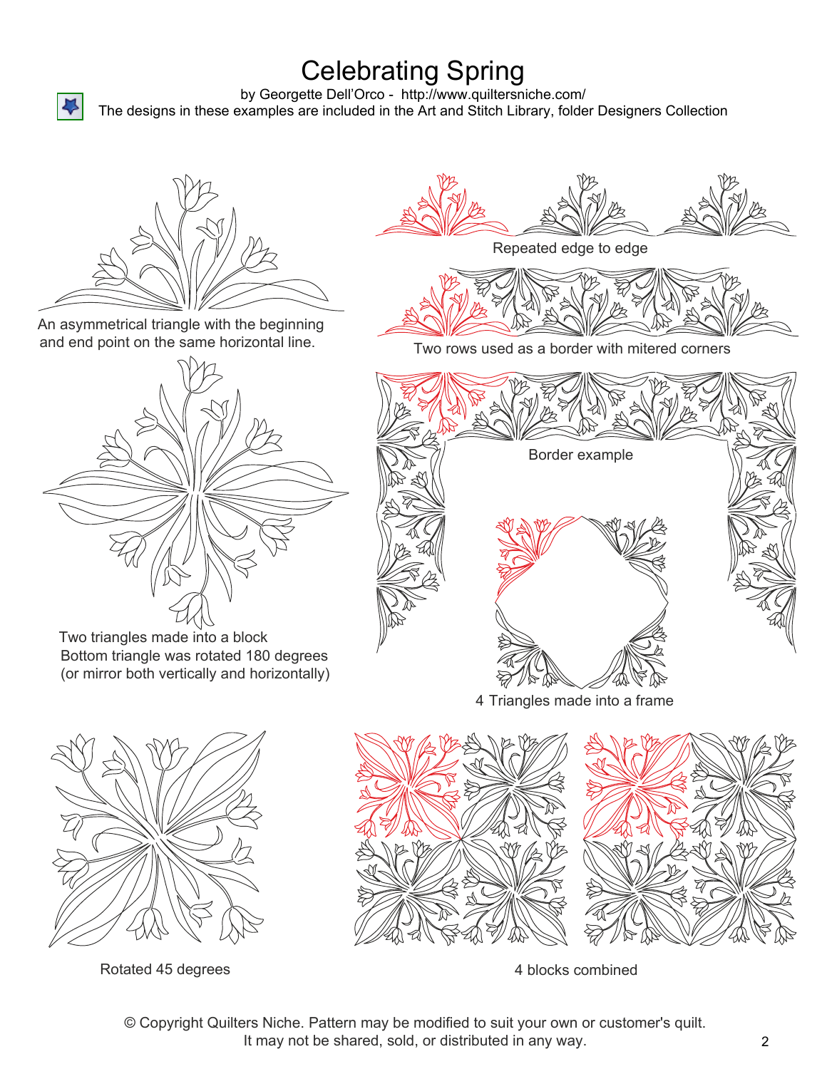# Celebrating Spring

by Georgette Dell'Orco - http://www.quiltersniche.com/

The designs in these examples are included in the Art and Stitch Library, folder Designers Collection

An asymmetrical triangle with the beginning and end point on the same horizontal line.

Repeated edge to edge

Two rows used as a border with mitered corners

Border example

Two triangles made into a block
Bottom triangle was rotated 180 degrees
(or mirror both vertically and horizontally)

4 Triangles made into a frame

Rotated 45 degrees

4 blocks combined

© Copyright Quilters Niche. Pattern may be modified to suit your own or customer's quilt.
It may not be shared, sold, or distributed in any way.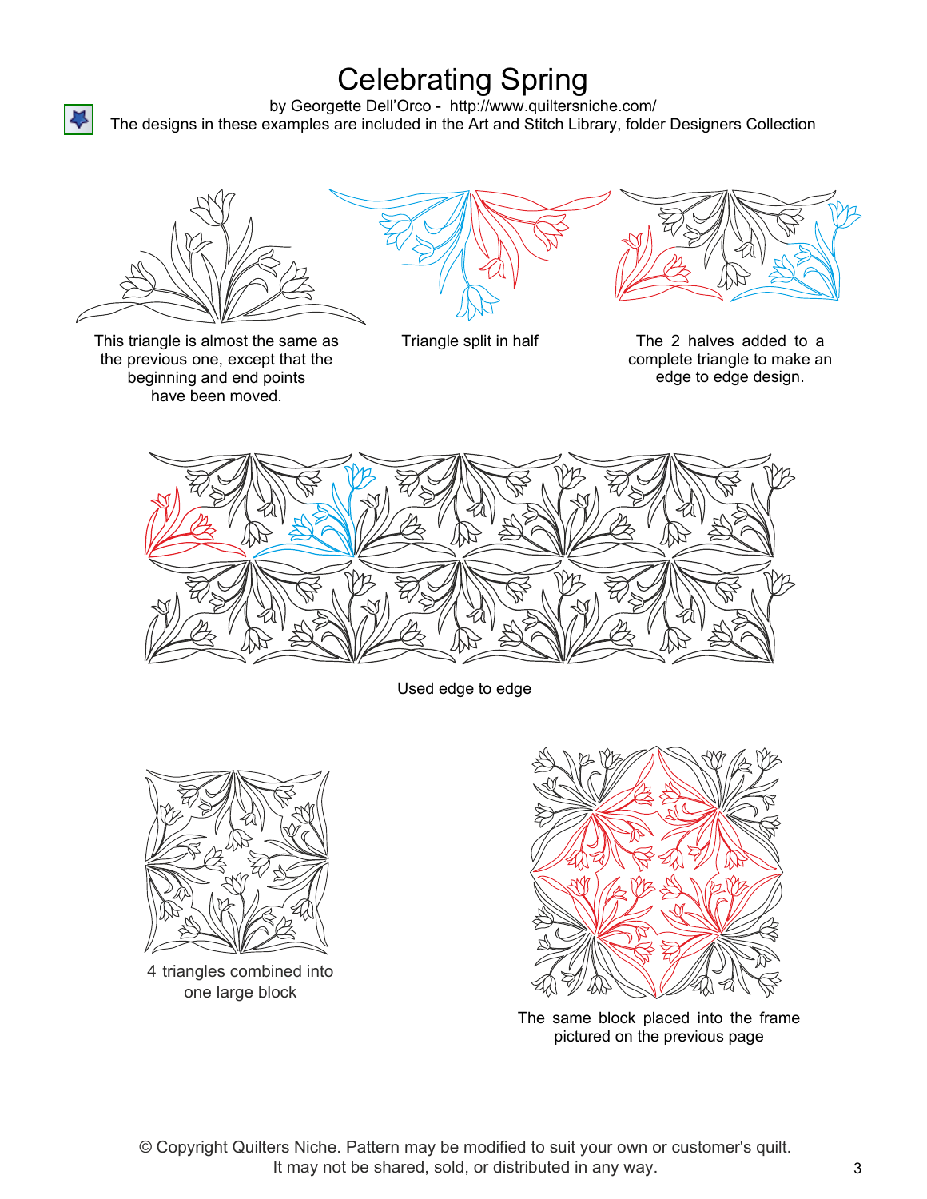# Celebrating Spring

by Georgette Dell'Orco - http://www.quiltersniche.com/

The designs in these examples are included in the Art and Stitch Library, folder Designers Collection

This triangle is almost the same as the previous one, except that the beginning and end points have been moved.

Triangle split in half

The 2 halves added to a complete triangle to make an edge to edge design.

Used edge to edge

4 triangles combined into one large block

The same block placed into the frame pictured on the previous page

© Copyright Quilters Niche. Pattern may be modified to suit your own or customer's quilt. It may not be shared, sold, or distributed in any way.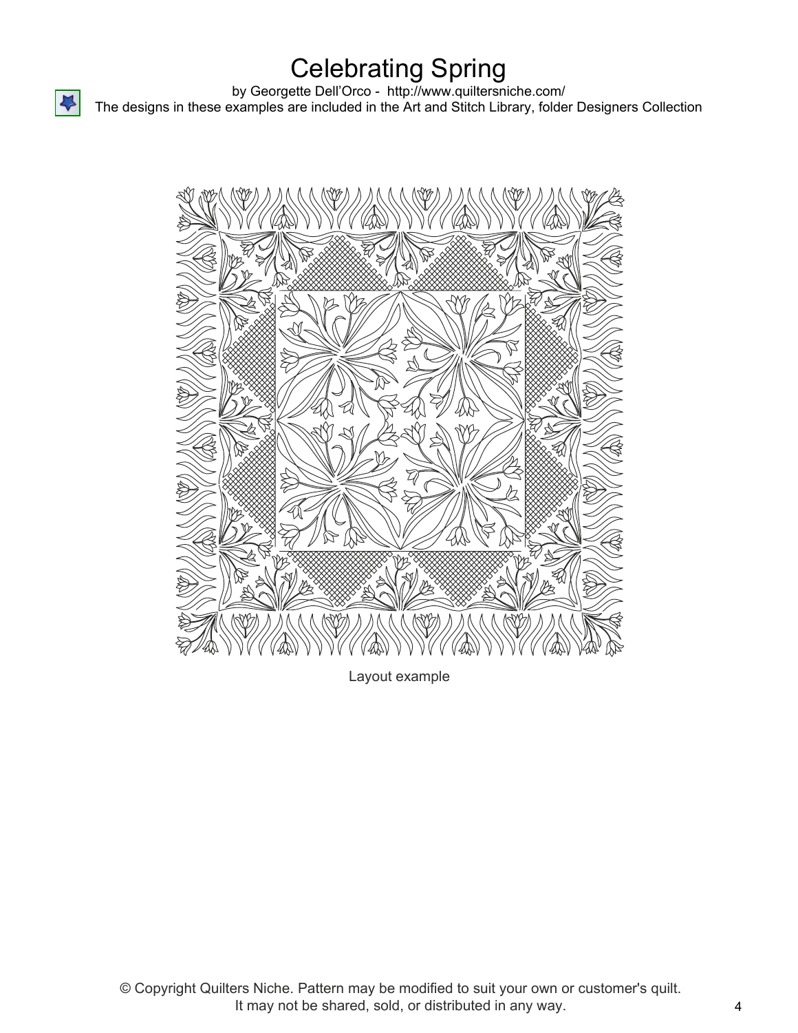# Celebrating Spring

by Georgette Dell'Orco - http://www.quiltersniche.com/

The designs in these examples are included in the Art and Stitch Library, folder Designers Collection

Layout example

© Copyright Quilters Niche. Pattern may be modified to suit your own or customer's quilt.
It may not be shared, sold, or distributed in any way.